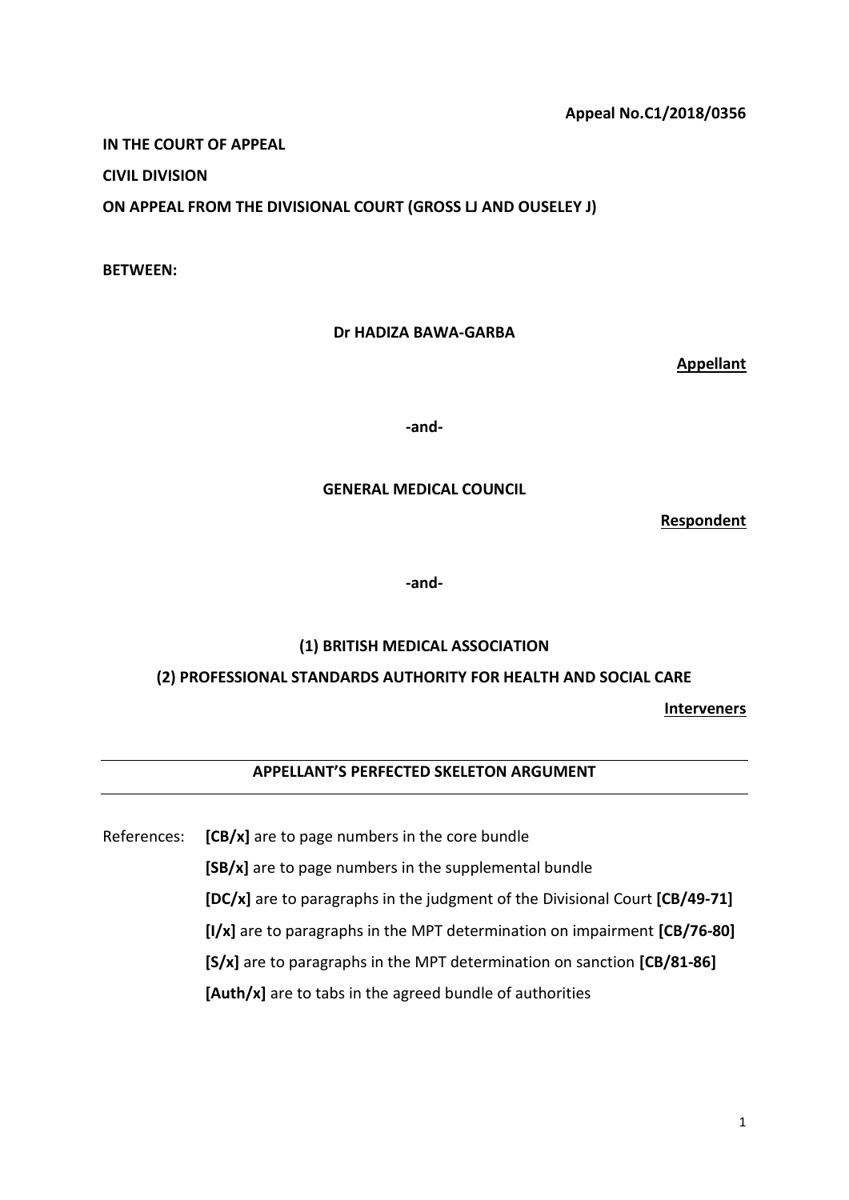**Appeal No.C1/2018/0356**

**IN THE COURT OF APPEAL**

**CIVIL DIVISION**

**ON APPEAL FROM THE DIVISIONAL COURT (GROSS LJ AND OUSELEY J)**

**BETWEEN:**

**Dr HADIZA BAWA-GARBA**

**Appellant**

**-and-**

**GENERAL MEDICAL COUNCIL**

**Respondent**

**-and-**

**(1) BRITISH MEDICAL ASSOCIATION**

**(2) PROFESSIONAL STANDARDS AUTHORITY FOR HEALTH AND SOCIAL CARE**

**Interveners**

---

## APPELLANT'S PERFECTED SKELETON ARGUMENT

---

References:

- **[CB/x]** are to page numbers in the core bundle
- **[SB/x]** are to page numbers in the supplemental bundle
- **[DC/x]** are to paragraphs in the judgment of the Divisional Court **[CB/49-71]**
- **[I/x]** are to paragraphs in the MPT determination on impairment **[CB/76-80]**
- **[S/x]** are to paragraphs in the MPT determination on sanction **[CB/81-86]**
- **[Auth/x]** are to tabs in the agreed bundle of authorities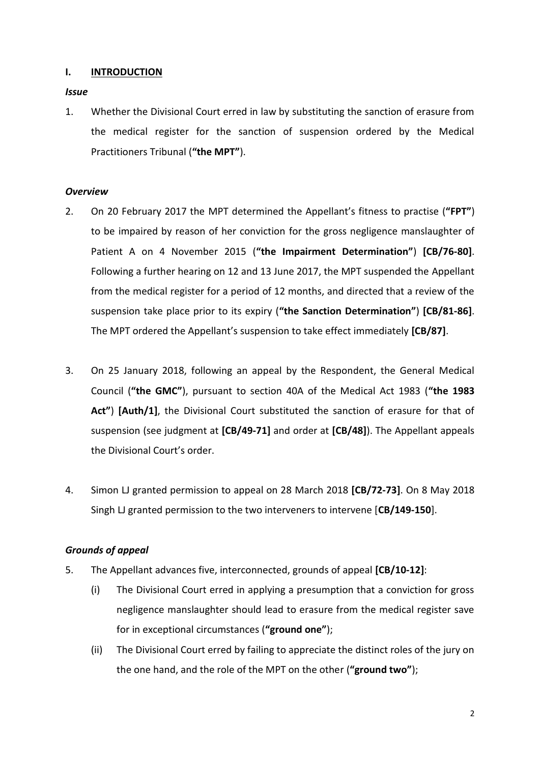## I. INTRODUCTION

### *Issue*

1. Whether the Divisional Court erred in law by substituting the sanction of erasure from the medical register for the sanction of suspension ordered by the Medical Practitioners Tribunal (**"the MPT"**).

### *Overview*

2. On 20 February 2017 the MPT determined the Appellant's fitness to practise (**"FPT"**) to be impaired by reason of her conviction for the gross negligence manslaughter of Patient A on 4 November 2015 (**"the Impairment Determination"**) **[CB/76-80]**. Following a further hearing on 12 and 13 June 2017, the MPT suspended the Appellant from the medical register for a period of 12 months, and directed that a review of the suspension take place prior to its expiry (**"the Sanction Determination"**) **[CB/81-86]**. The MPT ordered the Appellant's suspension to take effect immediately **[CB/87]**.

3. On 25 January 2018, following an appeal by the Respondent, the General Medical Council (**"the GMC"**), pursuant to section 40A of the Medical Act 1983 (**"the 1983 Act"**) **[Auth/1]**, the Divisional Court substituted the sanction of erasure for that of suspension (see judgment at **[CB/49-71]** and order at **[CB/48]**). The Appellant appeals the Divisional Court's order.

4. Simon LJ granted permission to appeal on 28 March 2018 **[CB/72-73]**. On 8 May 2018 Singh LJ granted permission to the two interveners to intervene [**CB/149-150**].

### *Grounds of appeal*

5. The Appellant advances five, interconnected, grounds of appeal **[CB/10-12]**:

   (i) The Divisional Court erred in applying a presumption that a conviction for gross negligence manslaughter should lead to erasure from the medical register save for in exceptional circumstances (**"ground one"**);

   (ii) The Divisional Court erred by failing to appreciate the distinct roles of the jury on the one hand, and the role of the MPT on the other (**"ground two"**);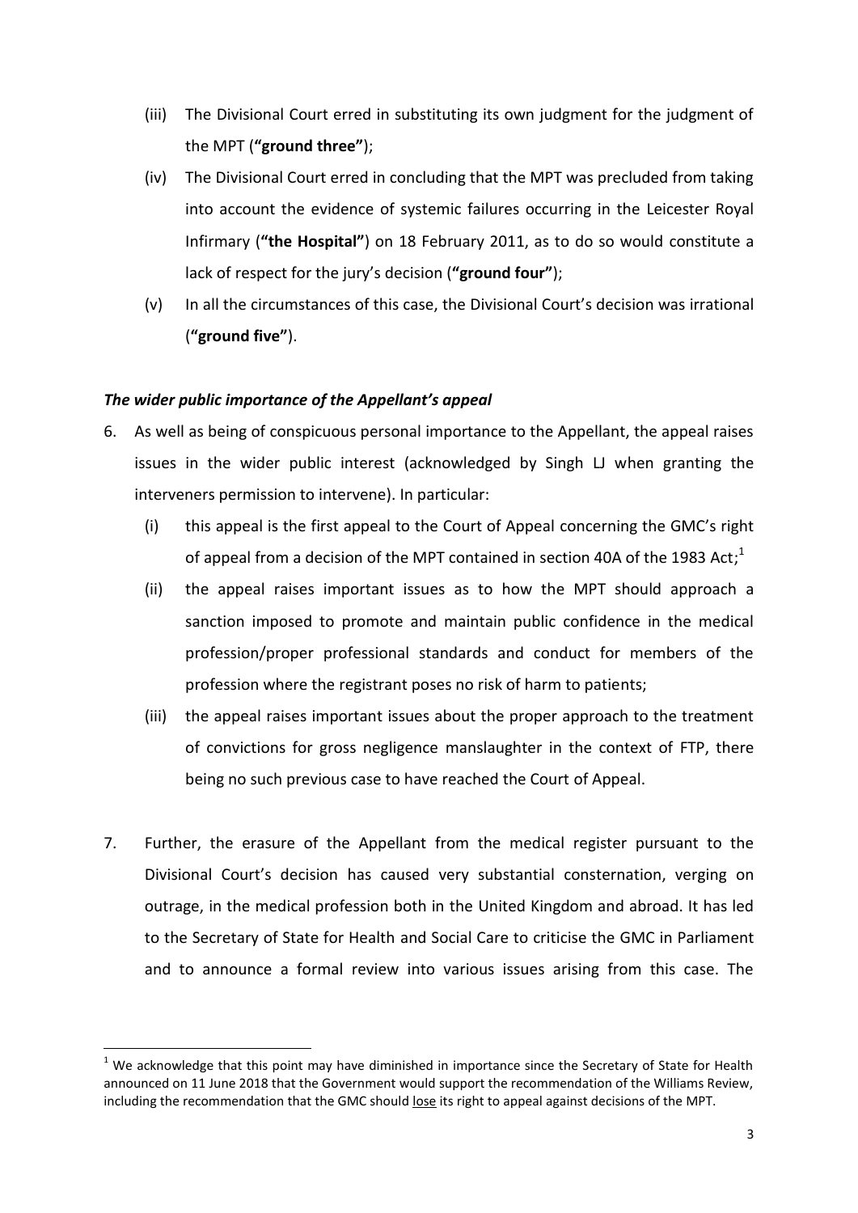(iii) The Divisional Court erred in substituting its own judgment for the judgment of the MPT (**"ground three"**);

(iv) The Divisional Court erred in concluding that the MPT was precluded from taking into account the evidence of systemic failures occurring in the Leicester Royal Infirmary (**"the Hospital"**) on 18 February 2011, as to do so would constitute a lack of respect for the jury's decision (**"ground four"**);

(v) In all the circumstances of this case, the Divisional Court's decision was irrational (**"ground five"**).

### ***The wider public importance of the Appellant's appeal***

6. As well as being of conspicuous personal importance to the Appellant, the appeal raises issues in the wider public interest (acknowledged by Singh LJ when granting the interveners permission to intervene). In particular:

   (i) this appeal is the first appeal to the Court of Appeal concerning the GMC's right of appeal from a decision of the MPT contained in section 40A of the 1983 Act;[1]

   (ii) the appeal raises important issues as to how the MPT should approach a sanction imposed to promote and maintain public confidence in the medical profession/proper professional standards and conduct for members of the profession where the registrant poses no risk of harm to patients;

   (iii) the appeal raises important issues about the proper approach to the treatment of convictions for gross negligence manslaughter in the context of FTP, there being no such previous case to have reached the Court of Appeal.

7. Further, the erasure of the Appellant from the medical register pursuant to the Divisional Court's decision has caused very substantial consternation, verging on outrage, in the medical profession both in the United Kingdom and abroad. It has led to the Secretary of State for Health and Social Care to criticise the GMC in Parliament and to announce a formal review into various issues arising from this case. The

---

[1] We acknowledge that this point may have diminished in importance since the Secretary of State for Health announced on 11 June 2018 that the Government would support the recommendation of the Williams Review, including the recommendation that the GMC should <u>lose</u> its right to appeal against decisions of the MPT.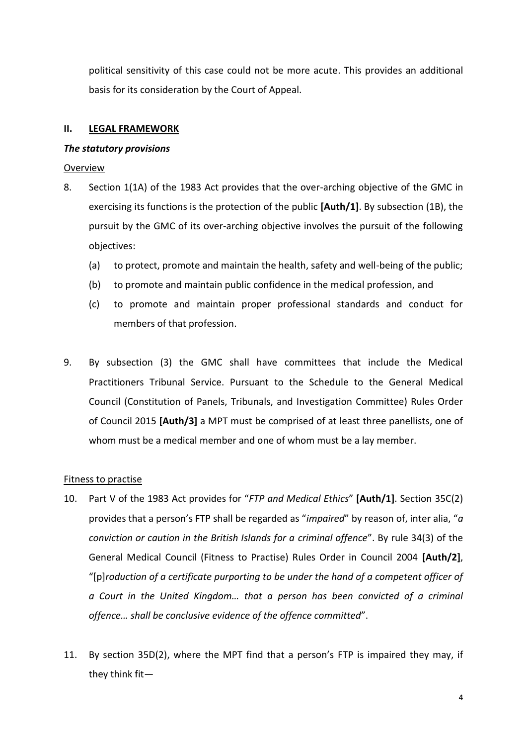political sensitivity of this case could not be more acute. This provides an additional basis for its consideration by the Court of Appeal.

## II. LEGAL FRAMEWORK

### *The statutory provisions*

Overview

8. Section 1(1A) of the 1983 Act provides that the over-arching objective of the GMC in exercising its functions is the protection of the public **[Auth/1]**. By subsection (1B), the pursuit by the GMC of its over-arching objective involves the pursuit of the following objectives:

   (a) to protect, promote and maintain the health, safety and well-being of the public;

   (b) to promote and maintain public confidence in the medical profession, and

   (c) to promote and maintain proper professional standards and conduct for members of that profession.

9. By subsection (3) the GMC shall have committees that include the Medical Practitioners Tribunal Service. Pursuant to the Schedule to the General Medical Council (Constitution of Panels, Tribunals, and Investigation Committee) Rules Order of Council 2015 **[Auth/3]** a MPT must be comprised of at least three panellists, one of whom must be a medical member and one of whom must be a lay member.

Fitness to practise

10. Part V of the 1983 Act provides for "*FTP and Medical Ethics*" **[Auth/1]**. Section 35C(2) provides that a person's FTP shall be regarded as "*impaired*" by reason of, inter alia, "*a conviction or caution in the British Islands for a criminal offence*". By rule 34(3) of the General Medical Council (Fitness to Practise) Rules Order in Council 2004 **[Auth/2]**, "[p]*roduction of a certificate purporting to be under the hand of a competent officer of a Court in the United Kingdom… that a person has been convicted of a criminal offence… shall be conclusive evidence of the offence committed*".

11. By section 35D(2), where the MPT find that a person's FTP is impaired they may, if they think fit—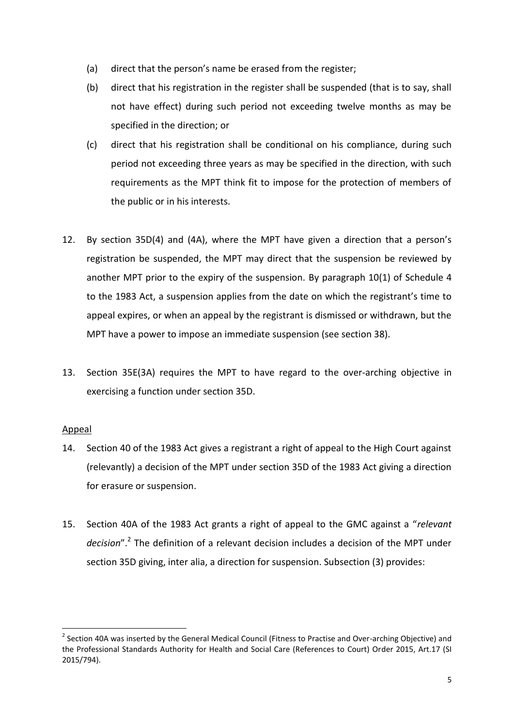(a) direct that the person's name be erased from the register;

(b) direct that his registration in the register shall be suspended (that is to say, shall not have effect) during such period not exceeding twelve months as may be specified in the direction; or

(c) direct that his registration shall be conditional on his compliance, during such period not exceeding three years as may be specified in the direction, with such requirements as the MPT think fit to impose for the protection of members of the public or in his interests.

12. By section 35D(4) and (4A), where the MPT have given a direction that a person's registration be suspended, the MPT may direct that the suspension be reviewed by another MPT prior to the expiry of the suspension. By paragraph 10(1) of Schedule 4 to the 1983 Act, a suspension applies from the date on which the registrant's time to appeal expires, or when an appeal by the registrant is dismissed or withdrawn, but the MPT have a power to impose an immediate suspension (see section 38).

13. Section 35E(3A) requires the MPT to have regard to the over-arching objective in exercising a function under section 35D.

<u>Appeal</u>

14. Section 40 of the 1983 Act gives a registrant a right of appeal to the High Court against (relevantly) a decision of the MPT under section 35D of the 1983 Act giving a direction for erasure or suspension.

15. Section 40A of the 1983 Act grants a right of appeal to the GMC against a "*relevant decision*".[2] The definition of a relevant decision includes a decision of the MPT under section 35D giving, inter alia, a direction for suspension. Subsection (3) provides:

---

[2] Section 40A was inserted by the General Medical Council (Fitness to Practise and Over-arching Objective) and the Professional Standards Authority for Health and Social Care (References to Court) Order 2015, Art.17 (SI 2015/794).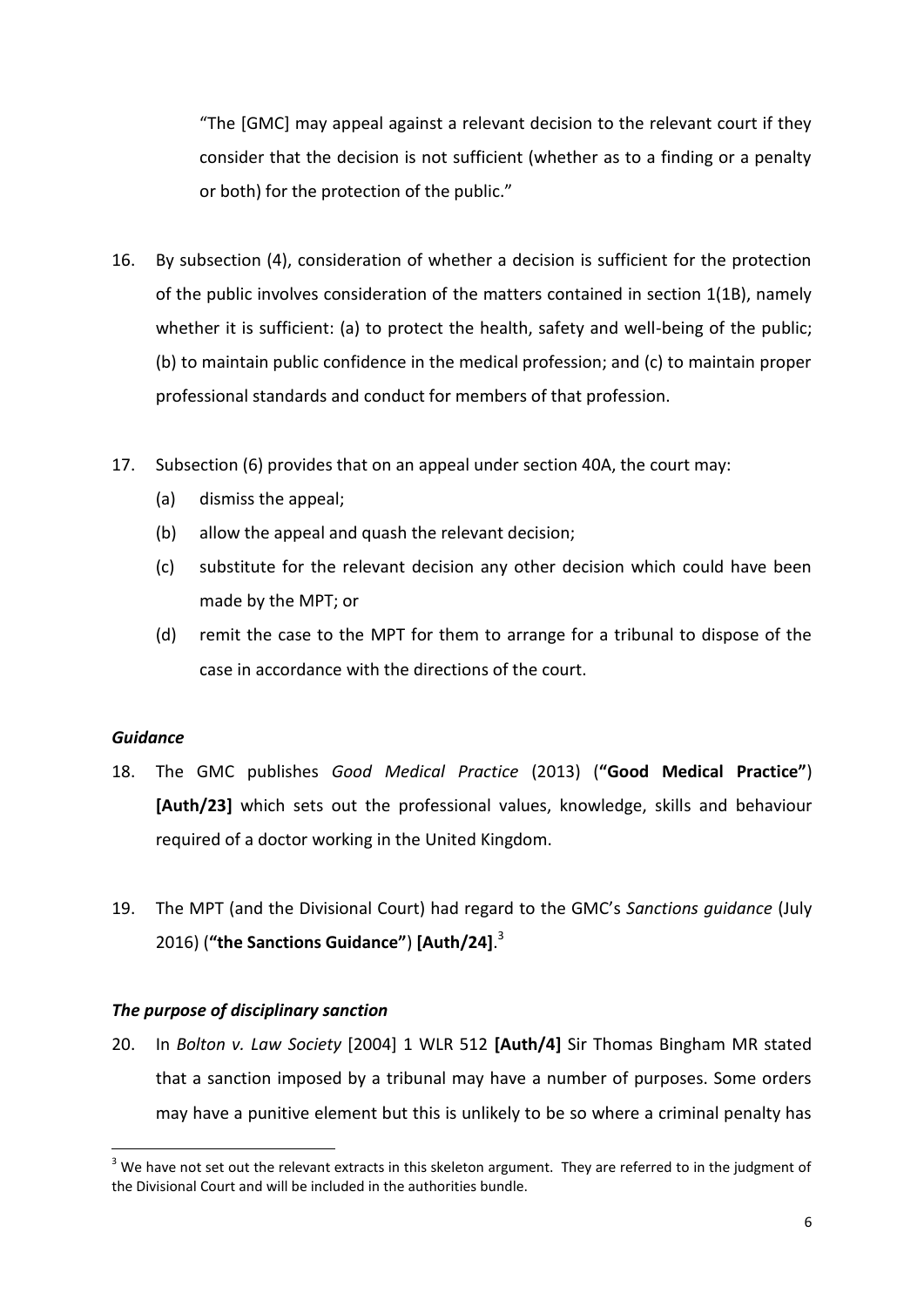"The [GMC] may appeal against a relevant decision to the relevant court if they consider that the decision is not sufficient (whether as to a finding or a penalty or both) for the protection of the public."

16. By subsection (4), consideration of whether a decision is sufficient for the protection of the public involves consideration of the matters contained in section 1(1B), namely whether it is sufficient: (a) to protect the health, safety and well-being of the public; (b) to maintain public confidence in the medical profession; and (c) to maintain proper professional standards and conduct for members of that profession.

17. Subsection (6) provides that on an appeal under section 40A, the court may:
    (a) dismiss the appeal;
    (b) allow the appeal and quash the relevant decision;
    (c) substitute for the relevant decision any other decision which could have been made by the MPT; or
    (d) remit the case to the MPT for them to arrange for a tribunal to dispose of the case in accordance with the directions of the court.

### *Guidance*

18. The GMC publishes *Good Medical Practice* (2013) (**"Good Medical Practice"**) **[Auth/23]** which sets out the professional values, knowledge, skills and behaviour required of a doctor working in the United Kingdom.

19. The MPT (and the Divisional Court) had regard to the GMC's *Sanctions guidance* (July 2016) (**"the Sanctions Guidance"**) **[Auth/24]**.[3]

### *The purpose of disciplinary sanction*

20. In *Bolton v. Law Society* [2004] 1 WLR 512 **[Auth/4]** Sir Thomas Bingham MR stated that a sanction imposed by a tribunal may have a number of purposes. Some orders may have a punitive element but this is unlikely to be so where a criminal penalty has

[3] We have not set out the relevant extracts in this skeleton argument. They are referred to in the judgment of the Divisional Court and will be included in the authorities bundle.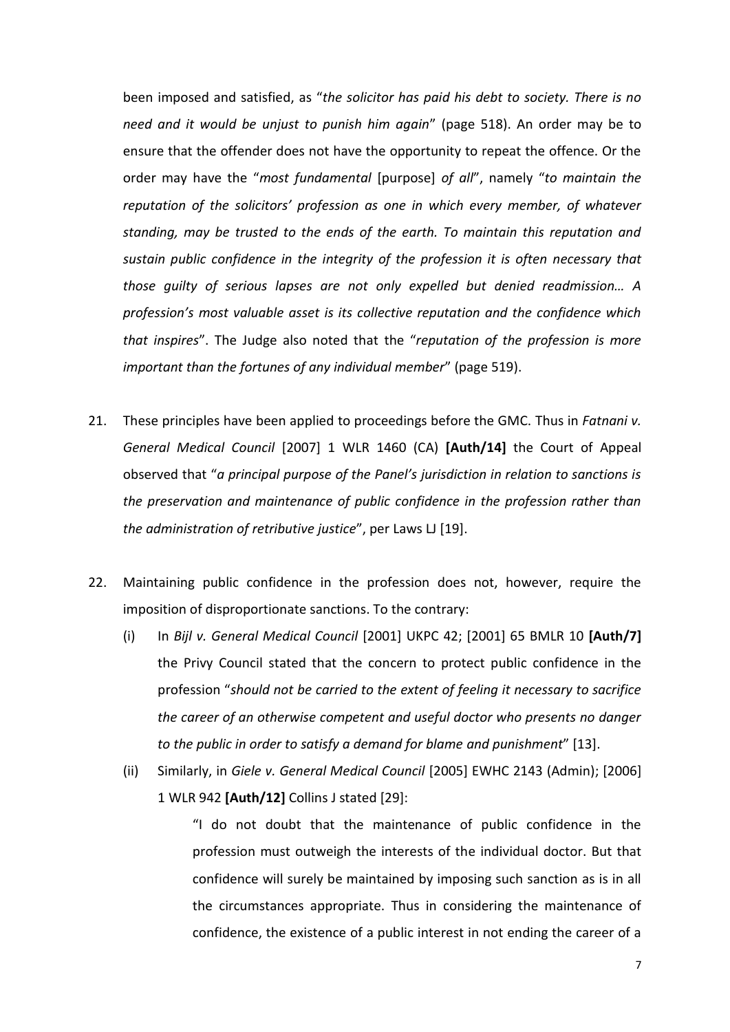been imposed and satisfied, as "*the solicitor has paid his debt to society. There is no need and it would be unjust to punish him again*" (page 518). An order may be to ensure that the offender does not have the opportunity to repeat the offence. Or the order may have the "*most fundamental* [purpose] *of all*", namely "*to maintain the reputation of the solicitors' profession as one in which every member, of whatever standing, may be trusted to the ends of the earth. To maintain this reputation and sustain public confidence in the integrity of the profession it is often necessary that those guilty of serious lapses are not only expelled but denied readmission… A profession's most valuable asset is its collective reputation and the confidence which that inspires*". The Judge also noted that the "*reputation of the profession is more important than the fortunes of any individual member*" (page 519).

21. These principles have been applied to proceedings before the GMC. Thus in *Fatnani v. General Medical Council* [2007] 1 WLR 1460 (CA) **[Auth/14]** the Court of Appeal observed that "*a principal purpose of the Panel's jurisdiction in relation to sanctions is the preservation and maintenance of public confidence in the profession rather than the administration of retributive justice*", per Laws LJ [19].

22. Maintaining public confidence in the profession does not, however, require the imposition of disproportionate sanctions. To the contrary:

    (i) In *Bijl v. General Medical Council* [2001] UKPC 42; [2001] 65 BMLR 10 **[Auth/7]** the Privy Council stated that the concern to protect public confidence in the profession "*should not be carried to the extent of feeling it necessary to sacrifice the career of an otherwise competent and useful doctor who presents no danger to the public in order to satisfy a demand for blame and punishment*" [13].

    (ii) Similarly, in *Giele v. General Medical Council* [2005] EWHC 2143 (Admin); [2006] 1 WLR 942 **[Auth/12]** Collins J stated [29]:

    > "I do not doubt that the maintenance of public confidence in the profession must outweigh the interests of the individual doctor. But that confidence will surely be maintained by imposing such sanction as is in all the circumstances appropriate. Thus in considering the maintenance of confidence, the existence of a public interest in not ending the career of a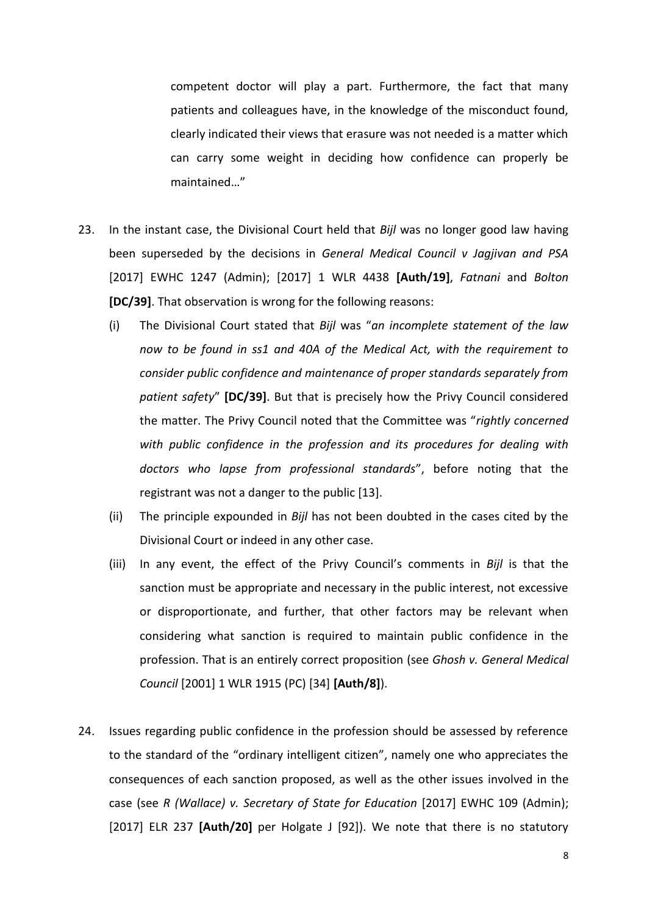competent doctor will play a part. Furthermore, the fact that many patients and colleagues have, in the knowledge of the misconduct found, clearly indicated their views that erasure was not needed is a matter which can carry some weight in deciding how confidence can properly be maintained…"

23. In the instant case, the Divisional Court held that *Bijl* was no longer good law having been superseded by the decisions in *General Medical Council v Jagjivan and PSA* [2017] EWHC 1247 (Admin); [2017] 1 WLR 4438 **[Auth/19]**, *Fatnani* and *Bolton* **[DC/39]**. That observation is wrong for the following reasons:

    (i) The Divisional Court stated that *Bijl* was "*an incomplete statement of the law now to be found in ss1 and 40A of the Medical Act, with the requirement to consider public confidence and maintenance of proper standards separately from patient safety*" **[DC/39]**. But that is precisely how the Privy Council considered the matter. The Privy Council noted that the Committee was "*rightly concerned with public confidence in the profession and its procedures for dealing with doctors who lapse from professional standards*", before noting that the registrant was not a danger to the public [13].

    (ii) The principle expounded in *Bijl* has not been doubted in the cases cited by the Divisional Court or indeed in any other case.

    (iii) In any event, the effect of the Privy Council's comments in *Bijl* is that the sanction must be appropriate and necessary in the public interest, not excessive or disproportionate, and further, that other factors may be relevant when considering what sanction is required to maintain public confidence in the profession. That is an entirely correct proposition (see *Ghosh v. General Medical Council* [2001] 1 WLR 1915 (PC) [34] **[Auth/8]**).

24. Issues regarding public confidence in the profession should be assessed by reference to the standard of the "ordinary intelligent citizen", namely one who appreciates the consequences of each sanction proposed, as well as the other issues involved in the case (see *R (Wallace) v. Secretary of State for Education* [2017] EWHC 109 (Admin); [2017] ELR 237 **[Auth/20]** per Holgate J [92]). We note that there is no statutory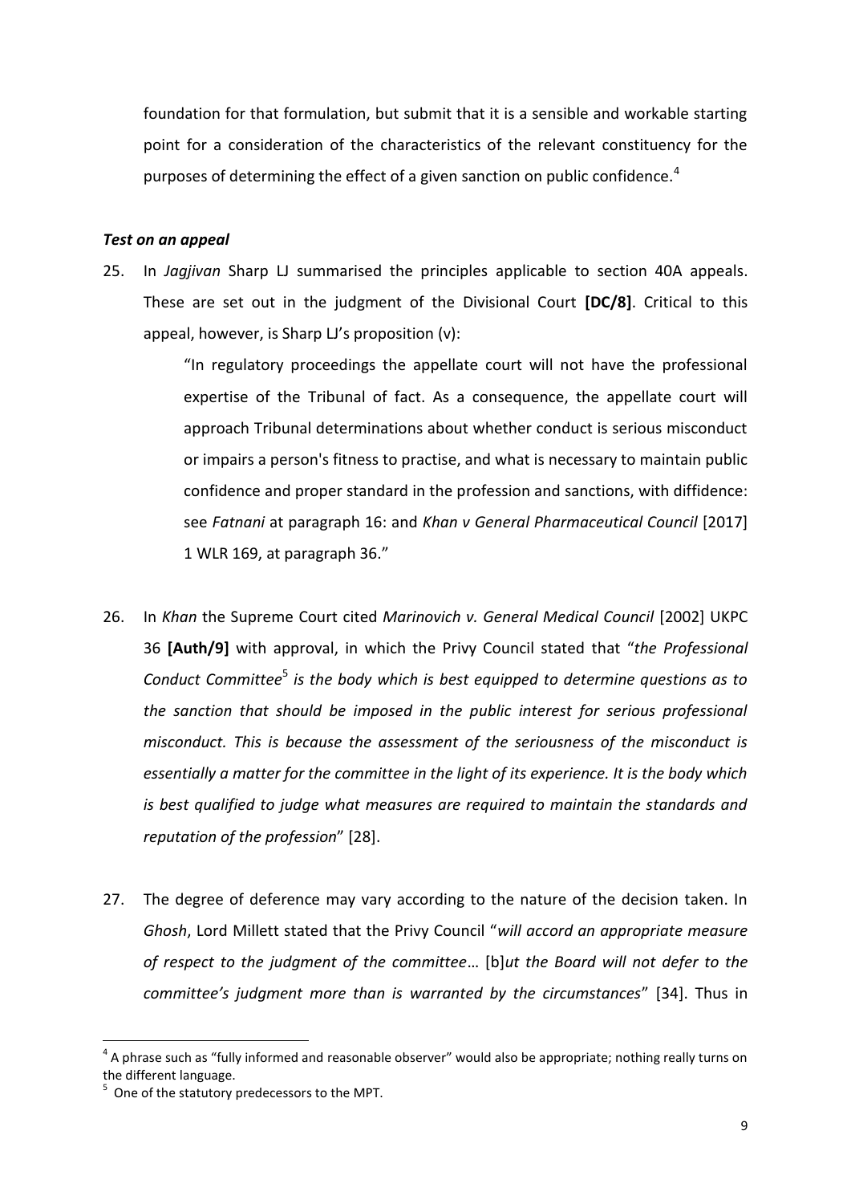foundation for that formulation, but submit that it is a sensible and workable starting point for a consideration of the characteristics of the relevant constituency for the purposes of determining the effect of a given sanction on public confidence.[4]

***Test on an appeal***

25. In *Jagjivan* Sharp LJ summarised the principles applicable to section 40A appeals. These are set out in the judgment of the Divisional Court **[DC/8]**. Critical to this appeal, however, is Sharp LJ's proposition (v):

> "In regulatory proceedings the appellate court will not have the professional expertise of the Tribunal of fact. As a consequence, the appellate court will approach Tribunal determinations about whether conduct is serious misconduct or impairs a person's fitness to practise, and what is necessary to maintain public confidence and proper standard in the profession and sanctions, with diffidence: see *Fatnani* at paragraph 16: and *Khan v General Pharmaceutical Council* [2017] 1 WLR 169, at paragraph 36."

26. In *Khan* the Supreme Court cited *Marinovich v. General Medical Council* [2002] UKPC 36 **[Auth/9]** with approval, in which the Privy Council stated that "*the Professional Conduct Committee*[5] *is the body which is best equipped to determine questions as to the sanction that should be imposed in the public interest for serious professional misconduct. This is because the assessment of the seriousness of the misconduct is essentially a matter for the committee in the light of its experience. It is the body which is best qualified to judge what measures are required to maintain the standards and reputation of the profession*" [28].

27. The degree of deference may vary according to the nature of the decision taken. In *Ghosh*, Lord Millett stated that the Privy Council "*will accord an appropriate measure of respect to the judgment of the committee*… [b]*ut the Board will not defer to the committee's judgment more than is warranted by the circumstances*" [34]. Thus in

[4] A phrase such as "fully informed and reasonable observer" would also be appropriate; nothing really turns on the different language.

[5] One of the statutory predecessors to the MPT.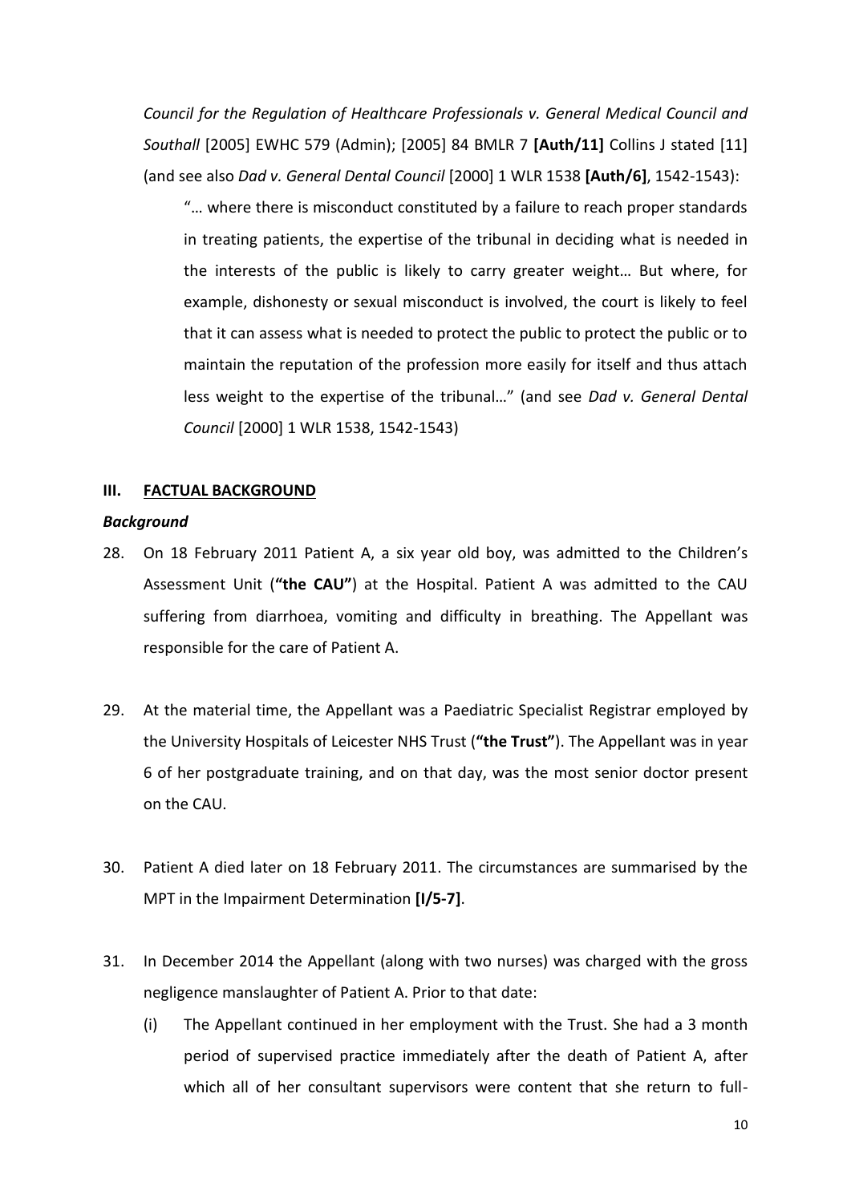*Council for the Regulation of Healthcare Professionals v. General Medical Council and Southall* [2005] EWHC 579 (Admin); [2005] 84 BMLR 7 **[Auth/11]** Collins J stated [11] (and see also *Dad v. General Dental Council* [2000] 1 WLR 1538 **[Auth/6]**, 1542-1543):

> "… where there is misconduct constituted by a failure to reach proper standards in treating patients, the expertise of the tribunal in deciding what is needed in the interests of the public is likely to carry greater weight… But where, for example, dishonesty or sexual misconduct is involved, the court is likely to feel that it can assess what is needed to protect the public to protect the public or to maintain the reputation of the profession more easily for itself and thus attach less weight to the expertise of the tribunal…" (and see *Dad v. General Dental Council* [2000] 1 WLR 1538, 1542-1543)

## III. FACTUAL BACKGROUND

### *Background*

28. On 18 February 2011 Patient A, a six year old boy, was admitted to the Children's Assessment Unit (**"the CAU"**) at the Hospital. Patient A was admitted to the CAU suffering from diarrhoea, vomiting and difficulty in breathing. The Appellant was responsible for the care of Patient A.

29. At the material time, the Appellant was a Paediatric Specialist Registrar employed by the University Hospitals of Leicester NHS Trust (**"the Trust"**). The Appellant was in year 6 of her postgraduate training, and on that day, was the most senior doctor present on the CAU.

30. Patient A died later on 18 February 2011. The circumstances are summarised by the MPT in the Impairment Determination **[I/5-7]**.

31. In December 2014 the Appellant (along with two nurses) was charged with the gross negligence manslaughter of Patient A. Prior to that date:

    (i) The Appellant continued in her employment with the Trust. She had a 3 month period of supervised practice immediately after the death of Patient A, after which all of her consultant supervisors were content that she return to full-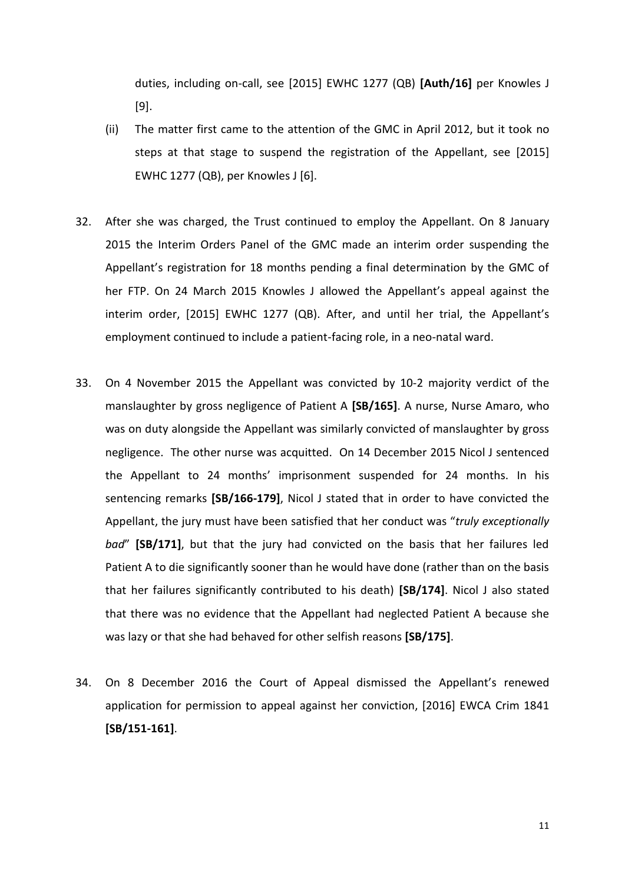duties, including on-call, see [2015] EWHC 1277 (QB) **[Auth/16]** per Knowles J [9].

(ii) The matter first came to the attention of the GMC in April 2012, but it took no steps at that stage to suspend the registration of the Appellant, see [2015] EWHC 1277 (QB), per Knowles J [6].

32. After she was charged, the Trust continued to employ the Appellant. On 8 January 2015 the Interim Orders Panel of the GMC made an interim order suspending the Appellant's registration for 18 months pending a final determination by the GMC of her FTP. On 24 March 2015 Knowles J allowed the Appellant's appeal against the interim order, [2015] EWHC 1277 (QB). After, and until her trial, the Appellant's employment continued to include a patient-facing role, in a neo-natal ward.

33. On 4 November 2015 the Appellant was convicted by 10-2 majority verdict of the manslaughter by gross negligence of Patient A **[SB/165]**. A nurse, Nurse Amaro, who was on duty alongside the Appellant was similarly convicted of manslaughter by gross negligence. The other nurse was acquitted. On 14 December 2015 Nicol J sentenced the Appellant to 24 months' imprisonment suspended for 24 months. In his sentencing remarks **[SB/166-179]**, Nicol J stated that in order to have convicted the Appellant, the jury must have been satisfied that her conduct was "*truly exceptionally bad*" **[SB/171]**, but that the jury had convicted on the basis that her failures led Patient A to die significantly sooner than he would have done (rather than on the basis that her failures significantly contributed to his death) **[SB/174]**. Nicol J also stated that there was no evidence that the Appellant had neglected Patient A because she was lazy or that she had behaved for other selfish reasons **[SB/175]**.

34. On 8 December 2016 the Court of Appeal dismissed the Appellant's renewed application for permission to appeal against her conviction, [2016] EWCA Crim 1841 **[SB/151-161]**.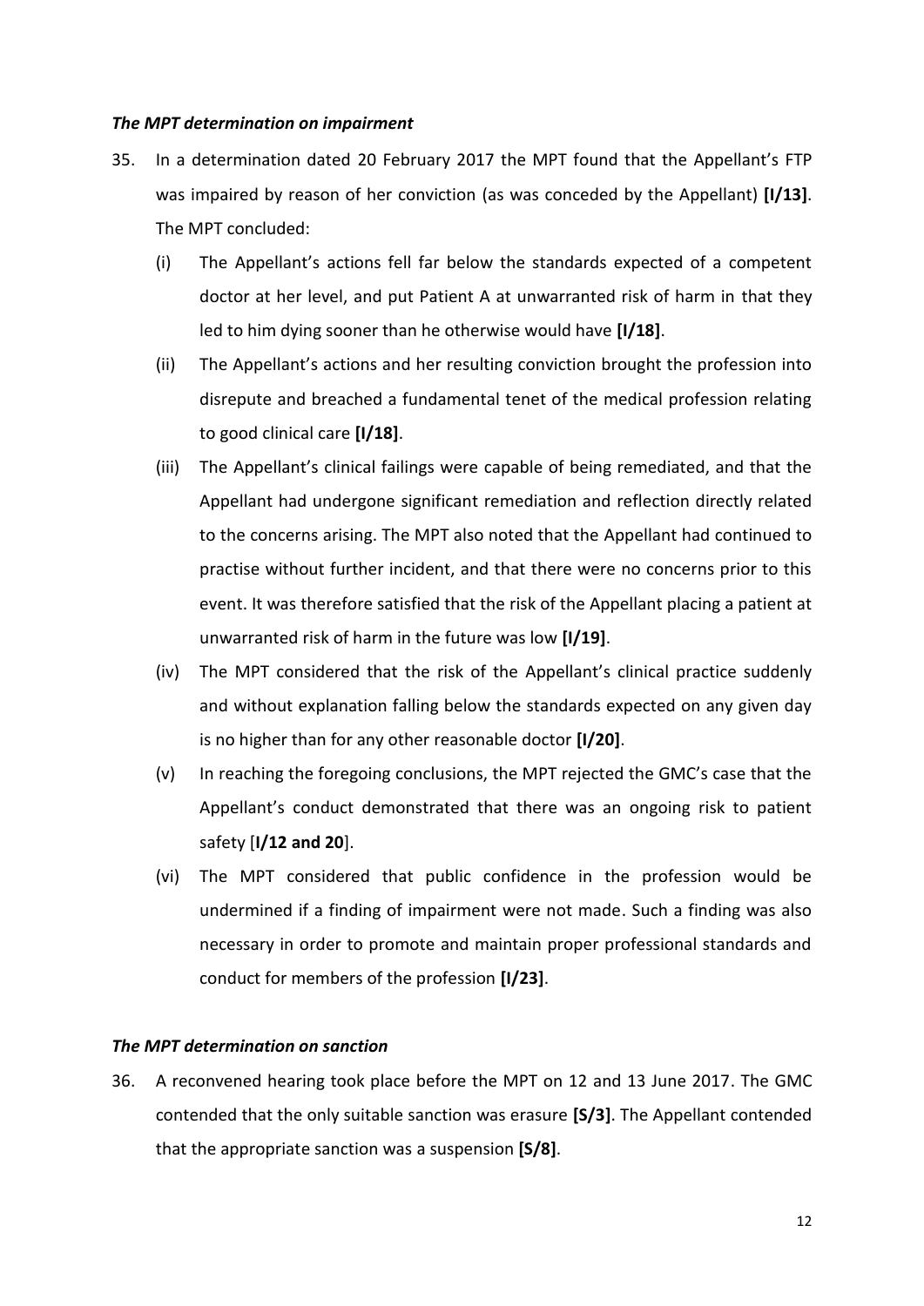### *The MPT determination on impairment*

35. In a determination dated 20 February 2017 the MPT found that the Appellant's FTP was impaired by reason of her conviction (as was conceded by the Appellant) **[I/13]**. The MPT concluded:

    (i) The Appellant's actions fell far below the standards expected of a competent doctor at her level, and put Patient A at unwarranted risk of harm in that they led to him dying sooner than he otherwise would have **[I/18]**.

    (ii) The Appellant's actions and her resulting conviction brought the profession into disrepute and breached a fundamental tenet of the medical profession relating to good clinical care **[I/18]**.

    (iii) The Appellant's clinical failings were capable of being remediated, and that the Appellant had undergone significant remediation and reflection directly related to the concerns arising. The MPT also noted that the Appellant had continued to practise without further incident, and that there were no concerns prior to this event. It was therefore satisfied that the risk of the Appellant placing a patient at unwarranted risk of harm in the future was low **[I/19]**.

    (iv) The MPT considered that the risk of the Appellant's clinical practice suddenly and without explanation falling below the standards expected on any given day is no higher than for any other reasonable doctor **[I/20]**.

    (v) In reaching the foregoing conclusions, the MPT rejected the GMC's case that the Appellant's conduct demonstrated that there was an ongoing risk to patient safety [**I/12 and 20**].

    (vi) The MPT considered that public confidence in the profession would be undermined if a finding of impairment were not made. Such a finding was also necessary in order to promote and maintain proper professional standards and conduct for members of the profession **[I/23]**.

### *The MPT determination on sanction*

36. A reconvened hearing took place before the MPT on 12 and 13 June 2017. The GMC contended that the only suitable sanction was erasure **[S/3]**. The Appellant contended that the appropriate sanction was a suspension **[S/8]**.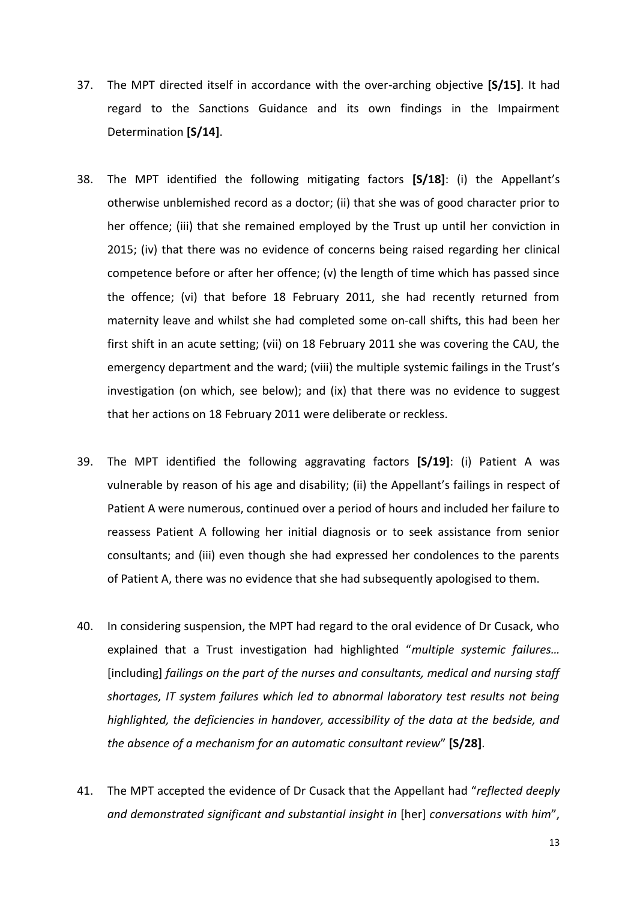37. The MPT directed itself in accordance with the over-arching objective **[S/15]**. It had regard to the Sanctions Guidance and its own findings in the Impairment Determination **[S/14]**.

38. The MPT identified the following mitigating factors **[S/18]**: (i) the Appellant's otherwise unblemished record as a doctor; (ii) that she was of good character prior to her offence; (iii) that she remained employed by the Trust up until her conviction in 2015; (iv) that there was no evidence of concerns being raised regarding her clinical competence before or after her offence; (v) the length of time which has passed since the offence; (vi) that before 18 February 2011, she had recently returned from maternity leave and whilst she had completed some on-call shifts, this had been her first shift in an acute setting; (vii) on 18 February 2011 she was covering the CAU, the emergency department and the ward; (viii) the multiple systemic failings in the Trust's investigation (on which, see below); and (ix) that there was no evidence to suggest that her actions on 18 February 2011 were deliberate or reckless.

39. The MPT identified the following aggravating factors **[S/19]**: (i) Patient A was vulnerable by reason of his age and disability; (ii) the Appellant's failings in respect of Patient A were numerous, continued over a period of hours and included her failure to reassess Patient A following her initial diagnosis or to seek assistance from senior consultants; and (iii) even though she had expressed her condolences to the parents of Patient A, there was no evidence that she had subsequently apologised to them.

40. In considering suspension, the MPT had regard to the oral evidence of Dr Cusack, who explained that a Trust investigation had highlighted "*multiple systemic failures…* [including] *failings on the part of the nurses and consultants, medical and nursing staff shortages, IT system failures which led to abnormal laboratory test results not being highlighted, the deficiencies in handover, accessibility of the data at the bedside, and the absence of a mechanism for an automatic consultant review*" **[S/28]**.

41. The MPT accepted the evidence of Dr Cusack that the Appellant had "*reflected deeply and demonstrated significant and substantial insight in* [her] *conversations with him*",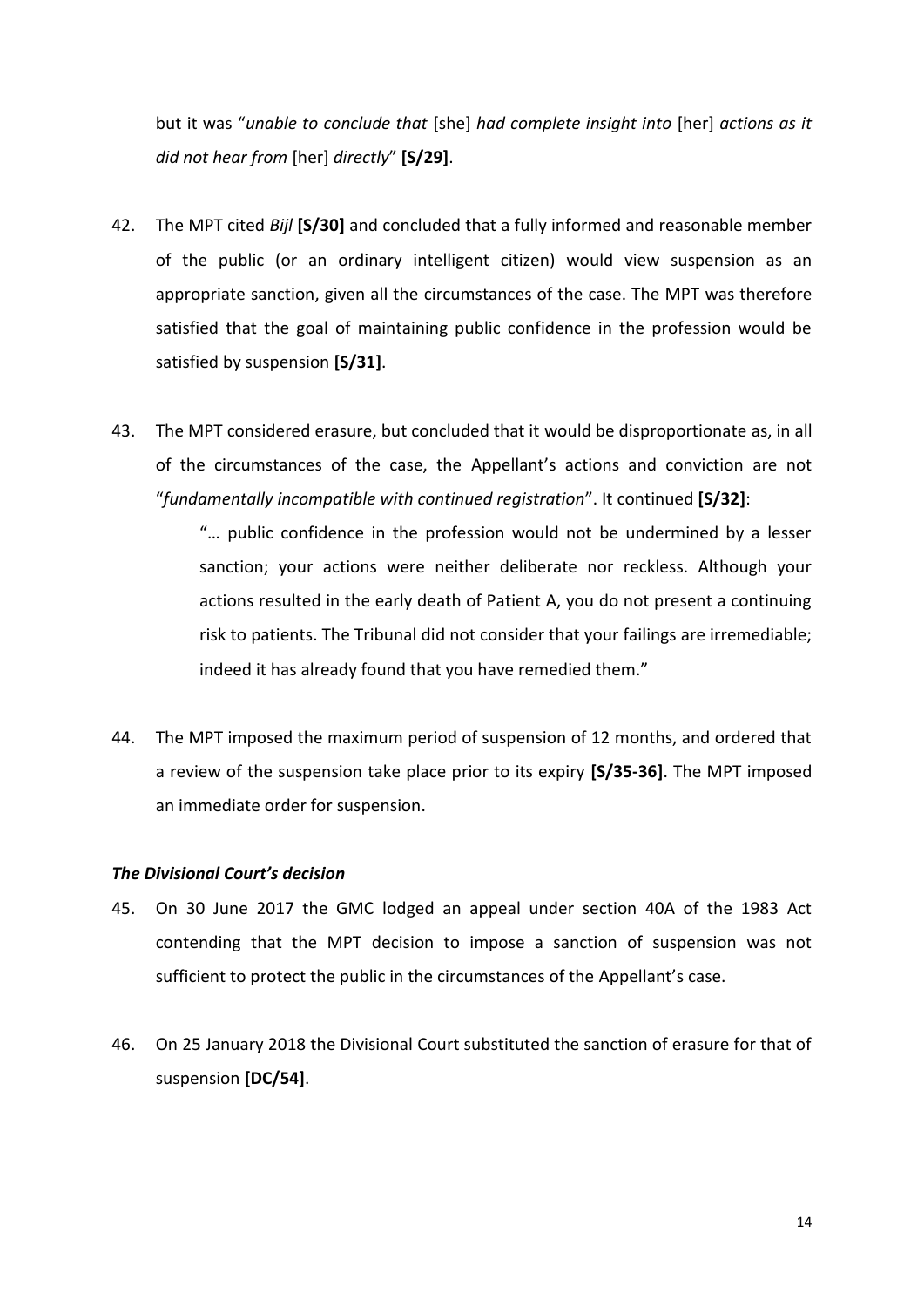but it was "*unable to conclude that* [she] *had complete insight into* [her] *actions as it did not hear from* [her] *directly*" **[S/29]**.

42. The MPT cited *Bijl* **[S/30]** and concluded that a fully informed and reasonable member of the public (or an ordinary intelligent citizen) would view suspension as an appropriate sanction, given all the circumstances of the case. The MPT was therefore satisfied that the goal of maintaining public confidence in the profession would be satisfied by suspension **[S/31]**.

43. The MPT considered erasure, but concluded that it would be disproportionate as, in all of the circumstances of the case, the Appellant's actions and conviction are not "*fundamentally incompatible with continued registration*". It continued **[S/32]**:

    "… public confidence in the profession would not be undermined by a lesser sanction; your actions were neither deliberate nor reckless. Although your actions resulted in the early death of Patient A, you do not present a continuing risk to patients. The Tribunal did not consider that your failings are irremediable; indeed it has already found that you have remedied them."

44. The MPT imposed the maximum period of suspension of 12 months, and ordered that a review of the suspension take place prior to its expiry **[S/35-36]**. The MPT imposed an immediate order for suspension.

### ***The Divisional Court's decision***

45. On 30 June 2017 the GMC lodged an appeal under section 40A of the 1983 Act contending that the MPT decision to impose a sanction of suspension was not sufficient to protect the public in the circumstances of the Appellant's case.

46. On 25 January 2018 the Divisional Court substituted the sanction of erasure for that of suspension **[DC/54]**.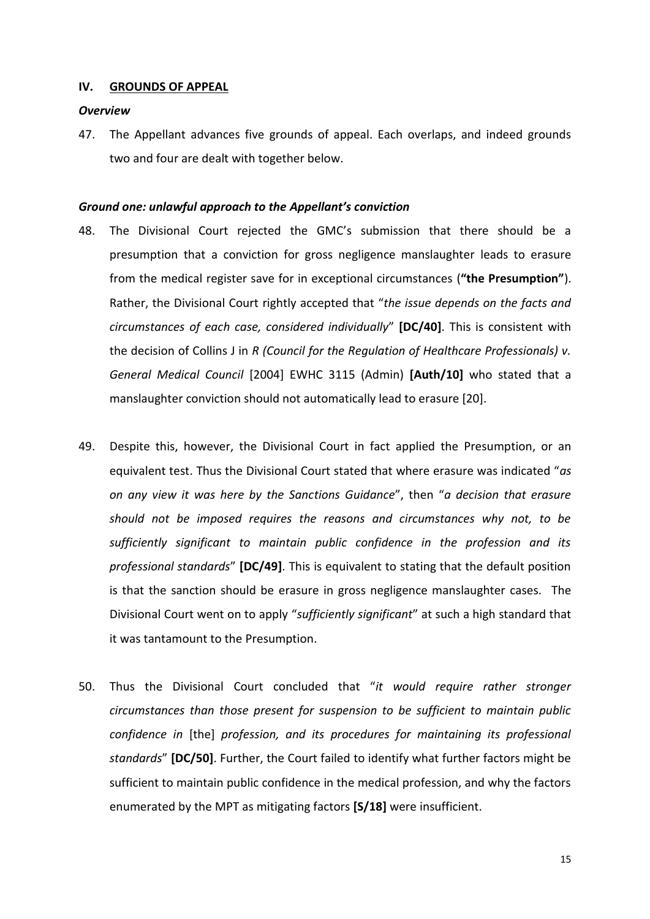## IV. GROUNDS OF APPEAL

### *Overview*

47. The Appellant advances five grounds of appeal. Each overlaps, and indeed grounds two and four are dealt with together below.

### *Ground one: unlawful approach to the Appellant's conviction*

48. The Divisional Court rejected the GMC's submission that there should be a presumption that a conviction for gross negligence manslaughter leads to erasure from the medical register save for in exceptional circumstances (**"the Presumption"**). Rather, the Divisional Court rightly accepted that "*the issue depends on the facts and circumstances of each case, considered individually*" **[DC/40]**. This is consistent with the decision of Collins J in *R (Council for the Regulation of Healthcare Professionals) v. General Medical Council* [2004] EWHC 3115 (Admin) **[Auth/10]** who stated that a manslaughter conviction should not automatically lead to erasure [20].

49. Despite this, however, the Divisional Court in fact applied the Presumption, or an equivalent test. Thus the Divisional Court stated that where erasure was indicated "*as on any view it was here by the Sanctions Guidance*", then "*a decision that erasure should not be imposed requires the reasons and circumstances why not, to be sufficiently significant to maintain public confidence in the profession and its professional standards*" **[DC/49]**. This is equivalent to stating that the default position is that the sanction should be erasure in gross negligence manslaughter cases. The Divisional Court went on to apply "*sufficiently significant*" at such a high standard that it was tantamount to the Presumption.

50. Thus the Divisional Court concluded that "*it would require rather stronger circumstances than those present for suspension to be sufficient to maintain public confidence in* [the] *profession, and its procedures for maintaining its professional standards*" **[DC/50]**. Further, the Court failed to identify what further factors might be sufficient to maintain public confidence in the medical profession, and why the factors enumerated by the MPT as mitigating factors **[S/18]** were insufficient.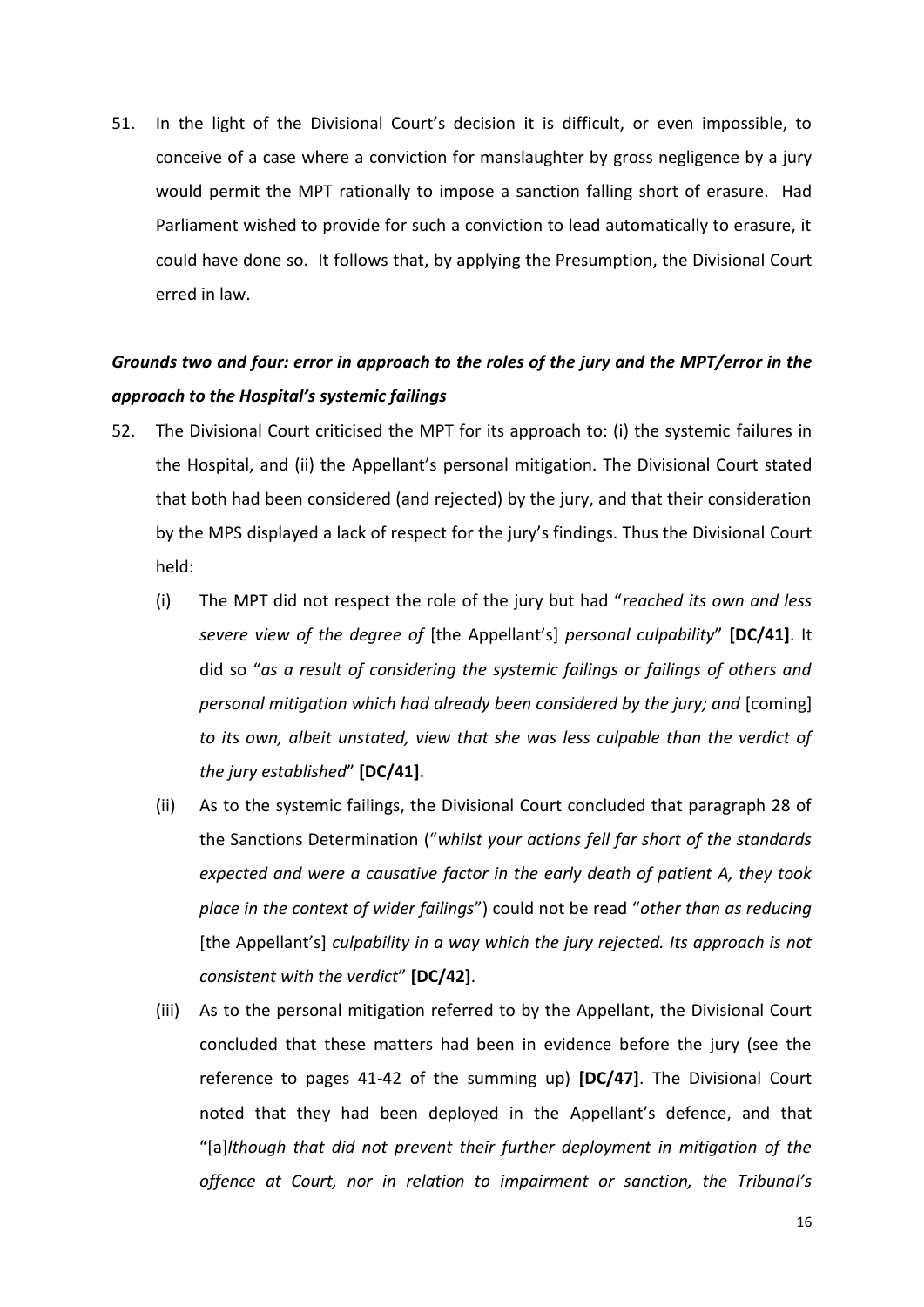51. In the light of the Divisional Court's decision it is difficult, or even impossible, to conceive of a case where a conviction for manslaughter by gross negligence by a jury would permit the MPT rationally to impose a sanction falling short of erasure. Had Parliament wished to provide for such a conviction to lead automatically to erasure, it could have done so. It follows that, by applying the Presumption, the Divisional Court erred in law.

### *Grounds two and four: error in approach to the roles of the jury and the MPT/error in the approach to the Hospital's systemic failings*

52. The Divisional Court criticised the MPT for its approach to: (i) the systemic failures in the Hospital, and (ii) the Appellant's personal mitigation. The Divisional Court stated that both had been considered (and rejected) by the jury, and that their consideration by the MPS displayed a lack of respect for the jury's findings. Thus the Divisional Court held:

    (i) The MPT did not respect the role of the jury but had "*reached its own and less severe view of the degree of* [the Appellant's] *personal culpability*" **[DC/41]**. It did so "*as a result of considering the systemic failings or failings of others and personal mitigation which had already been considered by the jury; and* [coming] *to its own, albeit unstated, view that she was less culpable than the verdict of the jury established*" **[DC/41]**.

    (ii) As to the systemic failings, the Divisional Court concluded that paragraph 28 of the Sanctions Determination ("*whilst your actions fell far short of the standards expected and were a causative factor in the early death of patient A, they took place in the context of wider failings*") could not be read "*other than as reducing* [the Appellant's] *culpability in a way which the jury rejected. Its approach is not consistent with the verdict*" **[DC/42]**.

    (iii) As to the personal mitigation referred to by the Appellant, the Divisional Court concluded that these matters had been in evidence before the jury (see the reference to pages 41-42 of the summing up) **[DC/47]**. The Divisional Court noted that they had been deployed in the Appellant's defence, and that "[a]*lthough that did not prevent their further deployment in mitigation of the offence at Court, nor in relation to impairment or sanction, the Tribunal's*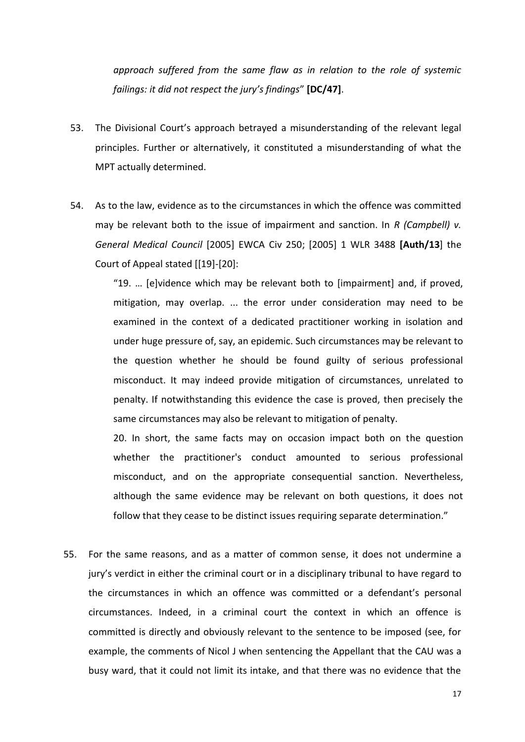*approach suffered from the same flaw as in relation to the role of systemic failings: it did not respect the jury's findings*" **[DC/47]**.

53. The Divisional Court's approach betrayed a misunderstanding of the relevant legal principles. Further or alternatively, it constituted a misunderstanding of what the MPT actually determined.

54. As to the law, evidence as to the circumstances in which the offence was committed may be relevant both to the issue of impairment and sanction. In *R (Campbell) v. General Medical Council* [2005] EWCA Civ 250; [2005] 1 WLR 3488 **[Auth/13]** the Court of Appeal stated [[19]-[20]:

   "19. … [e]vidence which may be relevant both to [impairment] and, if proved, mitigation, may overlap. ... the error under consideration may need to be examined in the context of a dedicated practitioner working in isolation and under huge pressure of, say, an epidemic. Such circumstances may be relevant to the question whether he should be found guilty of serious professional misconduct. It may indeed provide mitigation of circumstances, unrelated to penalty. If notwithstanding this evidence the case is proved, then precisely the same circumstances may also be relevant to mitigation of penalty.

   20. In short, the same facts may on occasion impact both on the question whether the practitioner's conduct amounted to serious professional misconduct, and on the appropriate consequential sanction. Nevertheless, although the same evidence may be relevant on both questions, it does not follow that they cease to be distinct issues requiring separate determination."

55. For the same reasons, and as a matter of common sense, it does not undermine a jury's verdict in either the criminal court or in a disciplinary tribunal to have regard to the circumstances in which an offence was committed or a defendant's personal circumstances. Indeed, in a criminal court the context in which an offence is committed is directly and obviously relevant to the sentence to be imposed (see, for example, the comments of Nicol J when sentencing the Appellant that the CAU was a busy ward, that it could not limit its intake, and that there was no evidence that the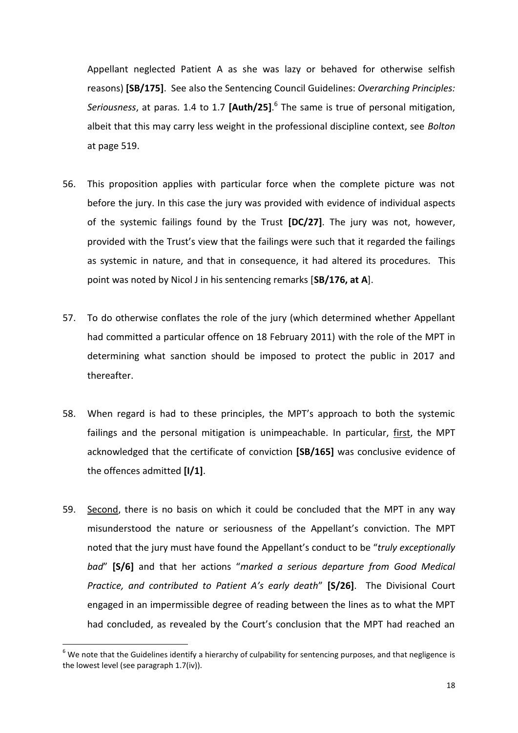Appellant neglected Patient A as she was lazy or behaved for otherwise selfish reasons) **[SB/175]**. See also the Sentencing Council Guidelines: *Overarching Principles: Seriousness*, at paras. 1.4 to 1.7 **[Auth/25]**.[6] The same is true of personal mitigation, albeit that this may carry less weight in the professional discipline context, see *Bolton* at page 519.

56. This proposition applies with particular force when the complete picture was not before the jury. In this case the jury was provided with evidence of individual aspects of the systemic failings found by the Trust **[DC/27]**. The jury was not, however, provided with the Trust's view that the failings were such that it regarded the failings as systemic in nature, and that in consequence, it had altered its procedures. This point was noted by Nicol J in his sentencing remarks [**SB/176, at A**].

57. To do otherwise conflates the role of the jury (which determined whether Appellant had committed a particular offence on 18 February 2011) with the role of the MPT in determining what sanction should be imposed to protect the public in 2017 and thereafter.

58. When regard is had to these principles, the MPT's approach to both the systemic failings and the personal mitigation is unimpeachable. In particular, first, the MPT acknowledged that the certificate of conviction **[SB/165]** was conclusive evidence of the offences admitted **[I/1]**.

59. Second, there is no basis on which it could be concluded that the MPT in any way misunderstood the nature or seriousness of the Appellant's conviction. The MPT noted that the jury must have found the Appellant's conduct to be "*truly exceptionally bad*" **[S/6]** and that her actions "*marked a serious departure from Good Medical Practice, and contributed to Patient A's early death*" **[S/26]**. The Divisional Court engaged in an impermissible degree of reading between the lines as to what the MPT had concluded, as revealed by the Court's conclusion that the MPT had reached an

[6] We note that the Guidelines identify a hierarchy of culpability for sentencing purposes, and that negligence is the lowest level (see paragraph 1.7(iv)).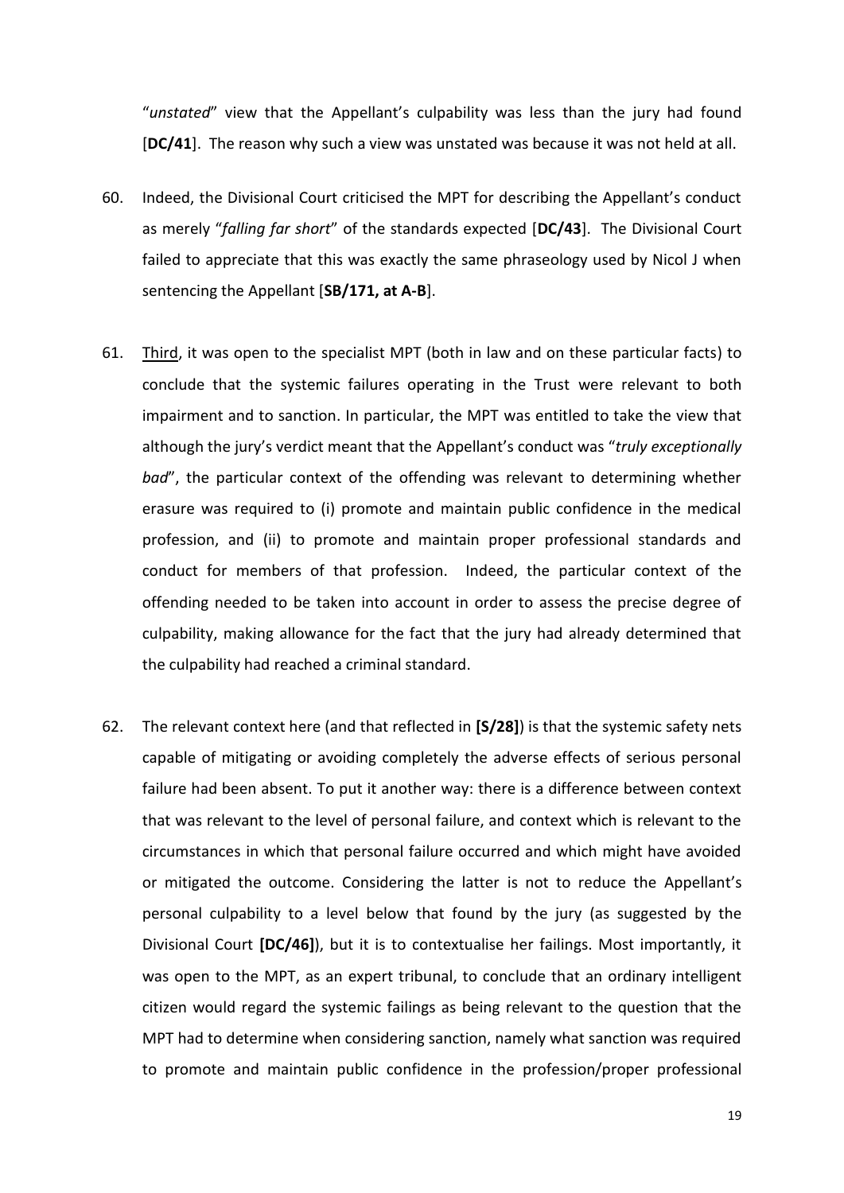"*unstated*" view that the Appellant's culpability was less than the jury had found [**DC/41**]. The reason why such a view was unstated was because it was not held at all.

60. Indeed, the Divisional Court criticised the MPT for describing the Appellant's conduct as merely "*falling far short*" of the standards expected [**DC/43**]. The Divisional Court failed to appreciate that this was exactly the same phraseology used by Nicol J when sentencing the Appellant [**SB/171, at A-B**].

61. <u>Third</u>, it was open to the specialist MPT (both in law and on these particular facts) to conclude that the systemic failures operating in the Trust were relevant to both impairment and to sanction. In particular, the MPT was entitled to take the view that although the jury's verdict meant that the Appellant's conduct was "*truly exceptionally bad*", the particular context of the offending was relevant to determining whether erasure was required to (i) promote and maintain public confidence in the medical profession, and (ii) to promote and maintain proper professional standards and conduct for members of that profession. Indeed, the particular context of the offending needed to be taken into account in order to assess the precise degree of culpability, making allowance for the fact that the jury had already determined that the culpability had reached a criminal standard.

62. The relevant context here (and that reflected in **[S/28]**) is that the systemic safety nets capable of mitigating or avoiding completely the adverse effects of serious personal failure had been absent. To put it another way: there is a difference between context that was relevant to the level of personal failure, and context which is relevant to the circumstances in which that personal failure occurred and which might have avoided or mitigated the outcome. Considering the latter is not to reduce the Appellant's personal culpability to a level below that found by the jury (as suggested by the Divisional Court **[DC/46]**), but it is to contextualise her failings. Most importantly, it was open to the MPT, as an expert tribunal, to conclude that an ordinary intelligent citizen would regard the systemic failings as being relevant to the question that the MPT had to determine when considering sanction, namely what sanction was required to promote and maintain public confidence in the profession/proper professional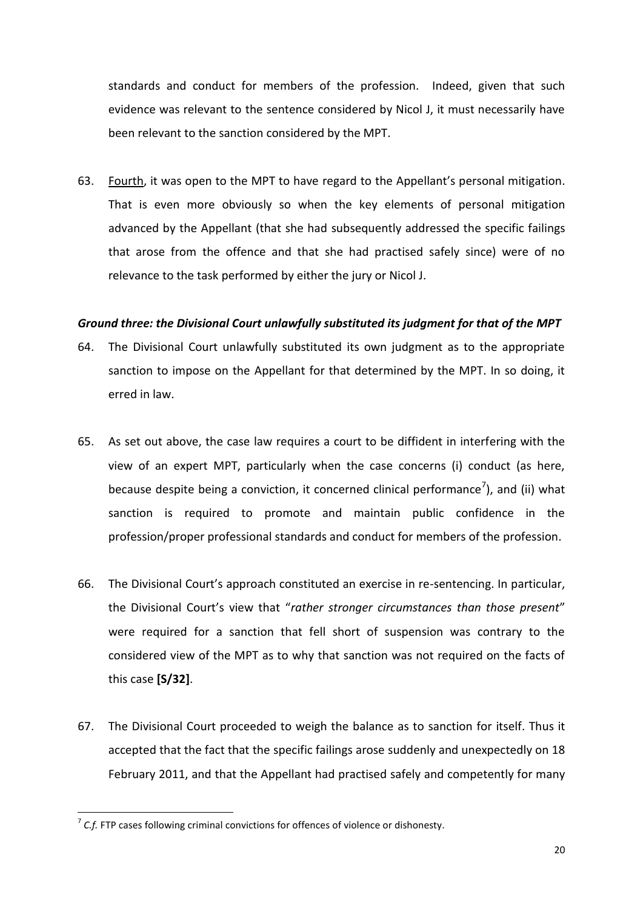standards and conduct for members of the profession. Indeed, given that such evidence was relevant to the sentence considered by Nicol J, it must necessarily have been relevant to the sanction considered by the MPT.

63. Fourth, it was open to the MPT to have regard to the Appellant's personal mitigation. That is even more obviously so when the key elements of personal mitigation advanced by the Appellant (that she had subsequently addressed the specific failings that arose from the offence and that she had practised safely since) were of no relevance to the task performed by either the jury or Nicol J.

### *Ground three: the Divisional Court unlawfully substituted its judgment for that of the MPT*

64. The Divisional Court unlawfully substituted its own judgment as to the appropriate sanction to impose on the Appellant for that determined by the MPT. In so doing, it erred in law.

65. As set out above, the case law requires a court to be diffident in interfering with the view of an expert MPT, particularly when the case concerns (i) conduct (as here, because despite being a conviction, it concerned clinical performance[7]), and (ii) what sanction is required to promote and maintain public confidence in the profession/proper professional standards and conduct for members of the profession.

66. The Divisional Court's approach constituted an exercise in re-sentencing. In particular, the Divisional Court's view that "*rather stronger circumstances than those present*" were required for a sanction that fell short of suspension was contrary to the considered view of the MPT as to why that sanction was not required on the facts of this case **[S/32]**.

67. The Divisional Court proceeded to weigh the balance as to sanction for itself. Thus it accepted that the fact that the specific failings arose suddenly and unexpectedly on 18 February 2011, and that the Appellant had practised safely and competently for many

[7] *C.f.* FTP cases following criminal convictions for offences of violence or dishonesty.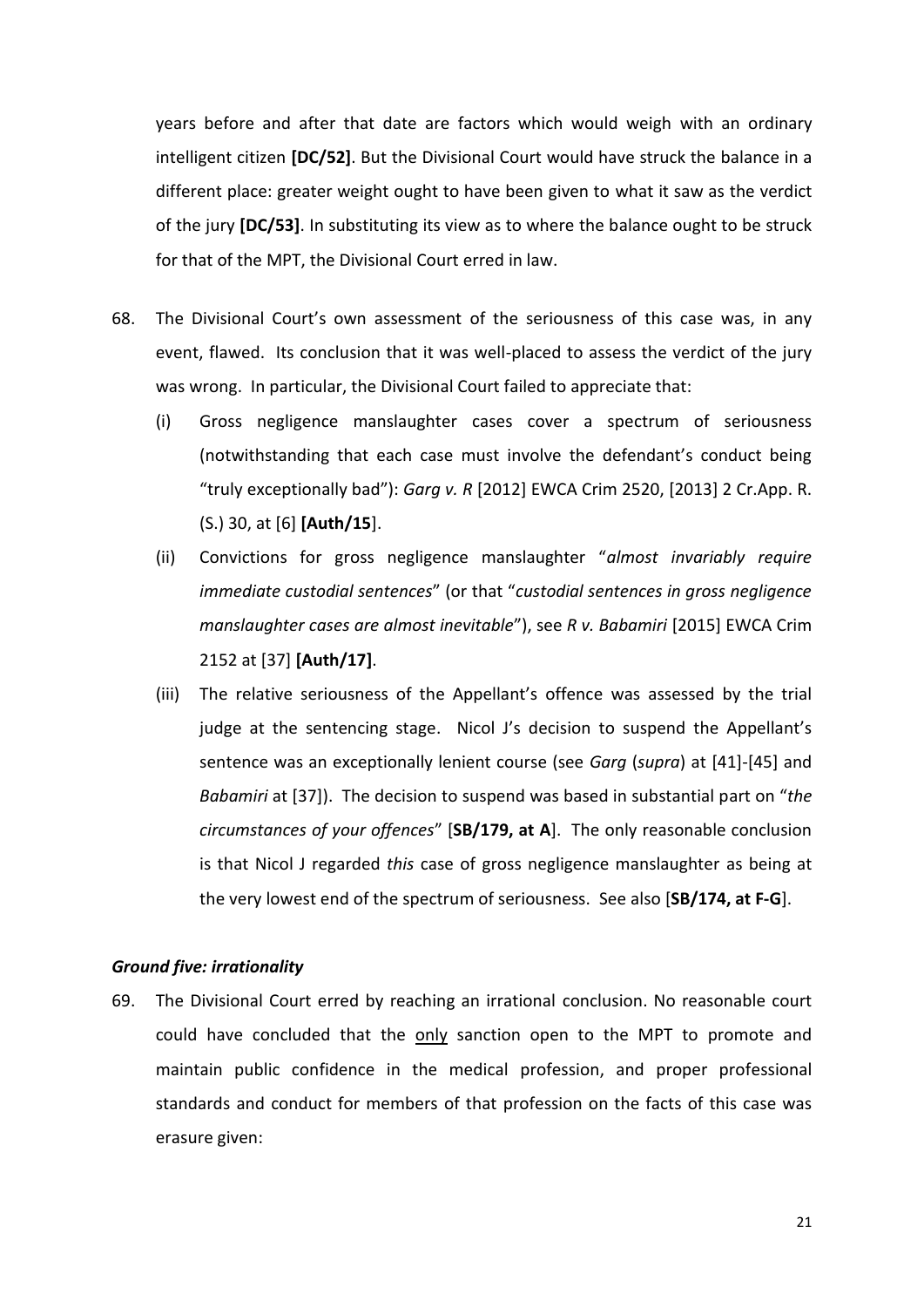years before and after that date are factors which would weigh with an ordinary intelligent citizen **[DC/52]**. But the Divisional Court would have struck the balance in a different place: greater weight ought to have been given to what it saw as the verdict of the jury **[DC/53]**. In substituting its view as to where the balance ought to be struck for that of the MPT, the Divisional Court erred in law.

68. The Divisional Court's own assessment of the seriousness of this case was, in any event, flawed. Its conclusion that it was well-placed to assess the verdict of the jury was wrong. In particular, the Divisional Court failed to appreciate that:

    (i) Gross negligence manslaughter cases cover a spectrum of seriousness (notwithstanding that each case must involve the defendant's conduct being "truly exceptionally bad"): *Garg v. R* [2012] EWCA Crim 2520, [2013] 2 Cr.App. R. (S.) 30, at [6] **[Auth/15]**.

    (ii) Convictions for gross negligence manslaughter "*almost invariably require immediate custodial sentences*" (or that "*custodial sentences in gross negligence manslaughter cases are almost inevitable*"), see *R v. Babamiri* [2015] EWCA Crim 2152 at [37] **[Auth/17]**.

    (iii) The relative seriousness of the Appellant's offence was assessed by the trial judge at the sentencing stage. Nicol J's decision to suspend the Appellant's sentence was an exceptionally lenient course (see *Garg* (*supra*) at [41]-[45] and *Babamiri* at [37]). The decision to suspend was based in substantial part on "*the circumstances of your offences*" [**SB/179, at A**]. The only reasonable conclusion is that Nicol J regarded *this* case of gross negligence manslaughter as being at the very lowest end of the spectrum of seriousness. See also [**SB/174, at F-G**].

### *Ground five: irrationality*

69. The Divisional Court erred by reaching an irrational conclusion. No reasonable court could have concluded that the <u>only</u> sanction open to the MPT to promote and maintain public confidence in the medical profession, and proper professional standards and conduct for members of that profession on the facts of this case was erasure given: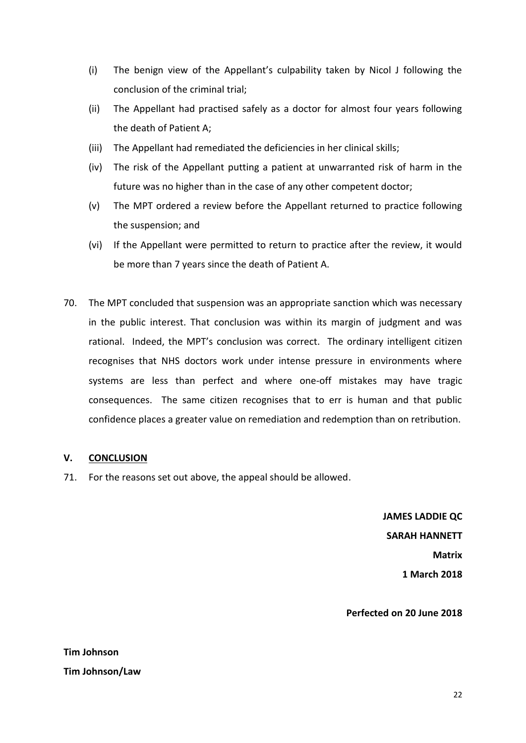(i) The benign view of the Appellant's culpability taken by Nicol J following the conclusion of the criminal trial;

(ii) The Appellant had practised safely as a doctor for almost four years following the death of Patient A;

(iii) The Appellant had remediated the deficiencies in her clinical skills;

(iv) The risk of the Appellant putting a patient at unwarranted risk of harm in the future was no higher than in the case of any other competent doctor;

(v) The MPT ordered a review before the Appellant returned to practice following the suspension; and

(vi) If the Appellant were permitted to return to practice after the review, it would be more than 7 years since the death of Patient A.

70. The MPT concluded that suspension was an appropriate sanction which was necessary in the public interest. That conclusion was within its margin of judgment and was rational. Indeed, the MPT's conclusion was correct. The ordinary intelligent citizen recognises that NHS doctors work under intense pressure in environments where systems are less than perfect and where one-off mistakes may have tragic consequences. The same citizen recognises that to err is human and that public confidence places a greater value on remediation and redemption than on retribution.

## V. CONCLUSION

71. For the reasons set out above, the appeal should be allowed.

**JAMES LADDIE QC**

**SARAH HANNETT**

**Matrix**

**1 March 2018**

**Perfected on 20 June 2018**

**Tim Johnson**

**Tim Johnson/Law**